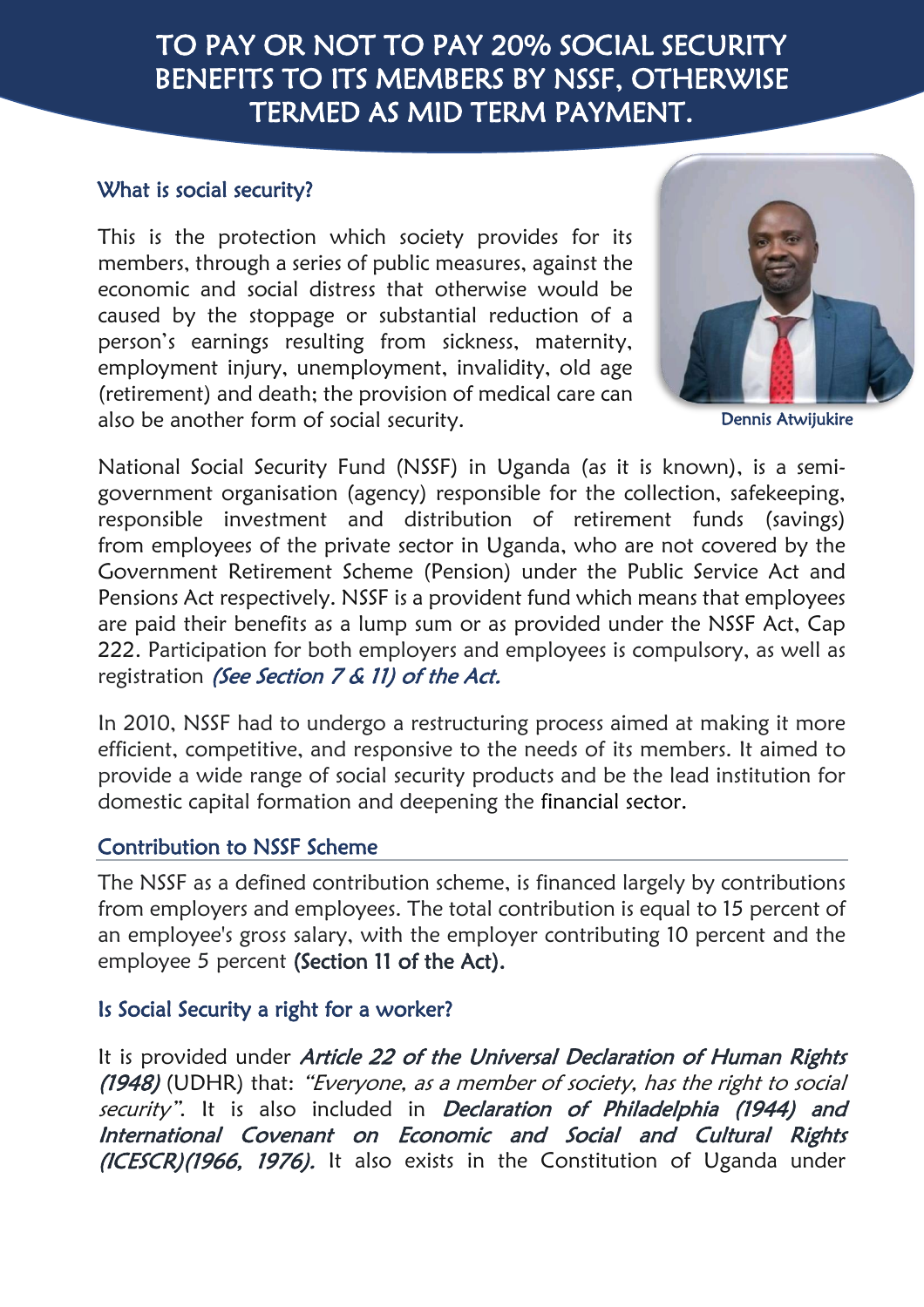# TO PAY OR NOT TO PAY 20% SOCIAL SECURITY BENEFITS TO ITS MEMBERS BY NSSF, OTHERWISE TERMED AS MID TERM PAYMENT.

## What is social security?

This is the protection which society provides for its members, through a series of public measures, against the economic and social distress that otherwise would be caused by the stoppage or substantial reduction of a person's earnings resulting from sickness, maternity, employment injury, unemployment, invalidity, old age (retirement) and death; the provision of medical care can also be another form of social security.

Dennis Atwijukire

National Social Security Fund (NSSF) in Uganda (as it is known), is a semi-government organisation (agency) responsible for the collection, safekeeping, responsible investment and distribution of retirement funds (savings) from employees of the private sector in Uganda, who are not covered by the Government Retirement Scheme (Pension) under the Public Service Act and Pensions Act respectively. NSSF is a provident fund which means that employees are paid their benefits as a lump sum or as provided under the NSSF Act, Cap 222. Participation for both employers and employees is compulsory, as well as registration *(See Section 7 & 11) of the Act.*

In 2010, NSSF had to undergo a restructuring process aimed at making it more efficient, competitive, and responsive to the needs of its members. It aimed to provide a wide range of social security products and be the lead institution for domestic capital formation and deepening the financial sector.

## Contribution to NSSF Scheme

The NSSF as a defined contribution scheme, is financed largely by contributions from employers and employees. The total contribution is equal to 15 percent of an employee's gross salary, with the employer contributing 10 percent and the employee 5 percent **(Section 11 of the Act).**

## Is Social Security a right for a worker?

It is provided under *Article 22 of the Universal Declaration of Human Rights (1948)* (UDHR) that: *"Everyone, as a member of society, has the right to social security".* It is also included in *Declaration of Philadelphia (1944) and International Covenant on Economic and Social and Cultural Rights (ICESCR)(1966, 1976).* It also exists in the Constitution of Uganda under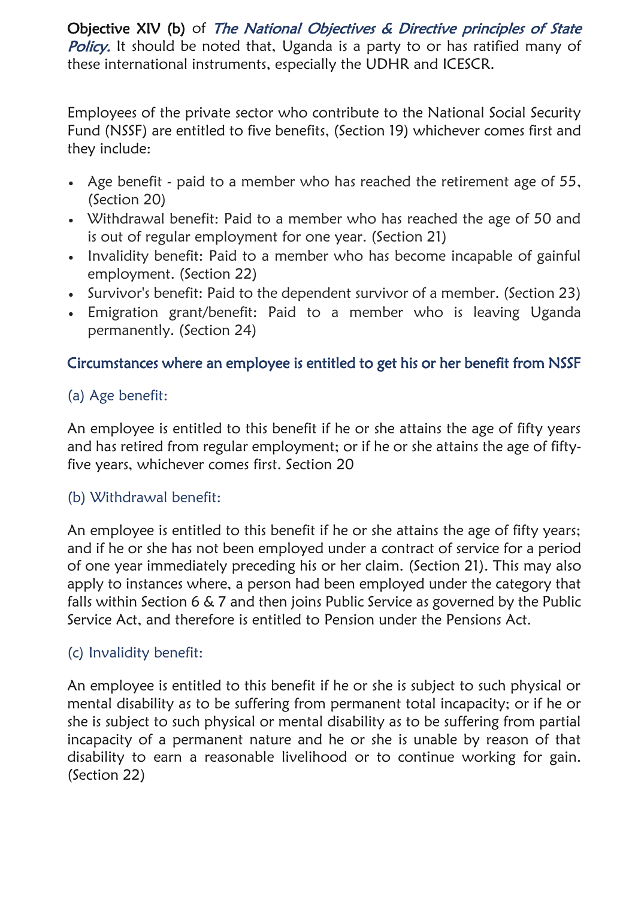**Objective XIV (b)** of *The National Objectives & Directive principles of State Policy.* It should be noted that, Uganda is a party to or has ratified many of these international instruments, especially the UDHR and ICESCR.

Employees of the private sector who contribute to the National Social Security Fund (NSSF) are entitled to five benefits, (Section 19) whichever comes first and they include:

- Age benefit - paid to a member who has reached the retirement age of 55, (Section 20)
- Withdrawal benefit: Paid to a member who has reached the age of 50 and is out of regular employment for one year. (Section 21)
- Invalidity benefit: Paid to a member who has become incapable of gainful employment. (Section 22)
- Survivor's benefit: Paid to the dependent survivor of a member. (Section 23)
- Emigration grant/benefit: Paid to a member who is leaving Uganda permanently. (Section 24)

### Circumstances where an employee is entitled to get his or her benefit from NSSF

#### (a) Age benefit:

An employee is entitled to this benefit if he or she attains the age of fifty years and has retired from regular employment; or if he or she attains the age of fifty-five years, whichever comes first. Section 20

#### (b) Withdrawal benefit:

An employee is entitled to this benefit if he or she attains the age of fifty years; and if he or she has not been employed under a contract of service for a period of one year immediately preceding his or her claim. (Section 21). This may also apply to instances where, a person had been employed under the category that falls within Section 6 & 7 and then joins Public Service as governed by the Public Service Act, and therefore is entitled to Pension under the Pensions Act.

#### (c) Invalidity benefit:

An employee is entitled to this benefit if he or she is subject to such physical or mental disability as to be suffering from permanent total incapacity; or if he or she is subject to such physical or mental disability as to be suffering from partial incapacity of a permanent nature and he or she is unable by reason of that disability to earn a reasonable livelihood or to continue working for gain. (Section 22)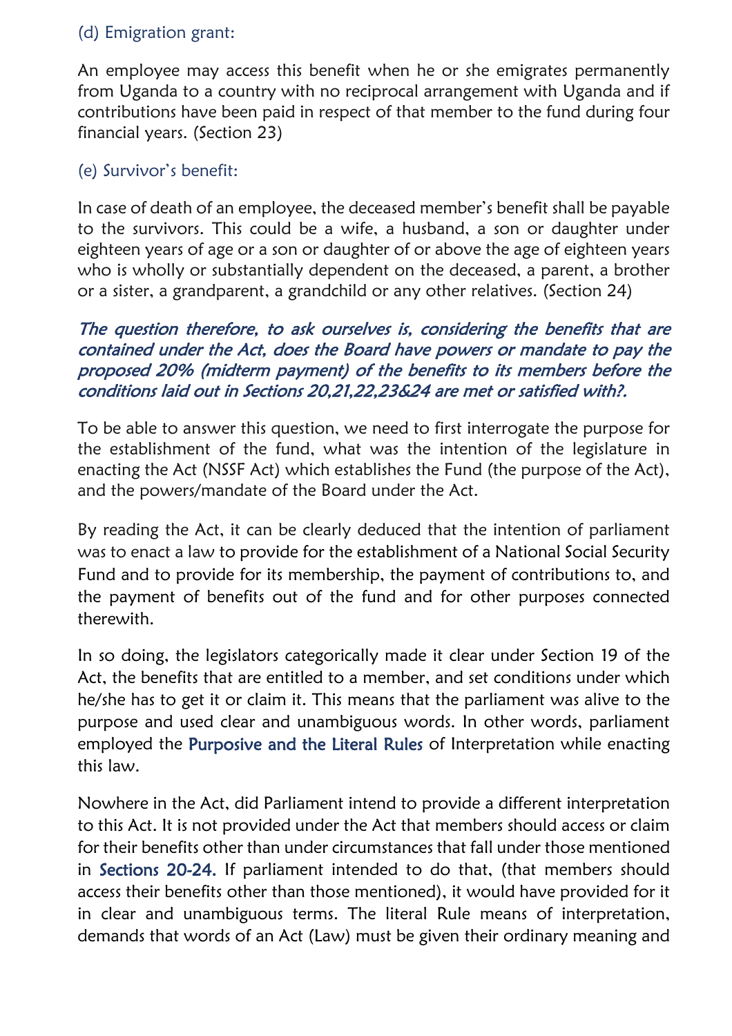### (d) Emigration grant:

An employee may access this benefit when he or she emigrates permanently from Uganda to a country with no reciprocal arrangement with Uganda and if contributions have been paid in respect of that member to the fund during four financial years. (Section 23)

### (e) Survivor's benefit:

In case of death of an employee, the deceased member's benefit shall be payable to the survivors. This could be a wife, a husband, a son or daughter under eighteen years of age or a son or daughter of or above the age of eighteen years who is wholly or substantially dependent on the deceased, a parent, a brother or a sister, a grandparent, a grandchild or any other relatives. (Section 24)

*The question therefore, to ask ourselves is, considering the benefits that are contained under the Act, does the Board have powers or mandate to pay the proposed 20% (midterm payment) of the benefits to its members before the conditions laid out in Sections 20,21,22,23&24 are met or satisfied with?.*

To be able to answer this question, we need to first interrogate the purpose for the establishment of the fund, what was the intention of the legislature in enacting the Act (NSSF Act) which establishes the Fund (the purpose of the Act), and the powers/mandate of the Board under the Act.

By reading the Act, it can be clearly deduced that the intention of parliament was to enact a law to provide for the establishment of a National Social Security Fund and to provide for its membership, the payment of contributions to, and the payment of benefits out of the fund and for other purposes connected therewith.

In so doing, the legislators categorically made it clear under Section 19 of the Act, the benefits that are entitled to a member, and set conditions under which he/she has to get it or claim it. This means that the parliament was alive to the purpose and used clear and unambiguous words. In other words, parliament employed the Purposive and the Literal Rules of Interpretation while enacting this law.

Nowhere in the Act, did Parliament intend to provide a different interpretation to this Act. It is not provided under the Act that members should access or claim for their benefits other than under circumstances that fall under those mentioned in Sections 20-24. If parliament intended to do that, (that members should access their benefits other than those mentioned), it would have provided for it in clear and unambiguous terms. The literal Rule means of interpretation, demands that words of an Act (Law) must be given their ordinary meaning and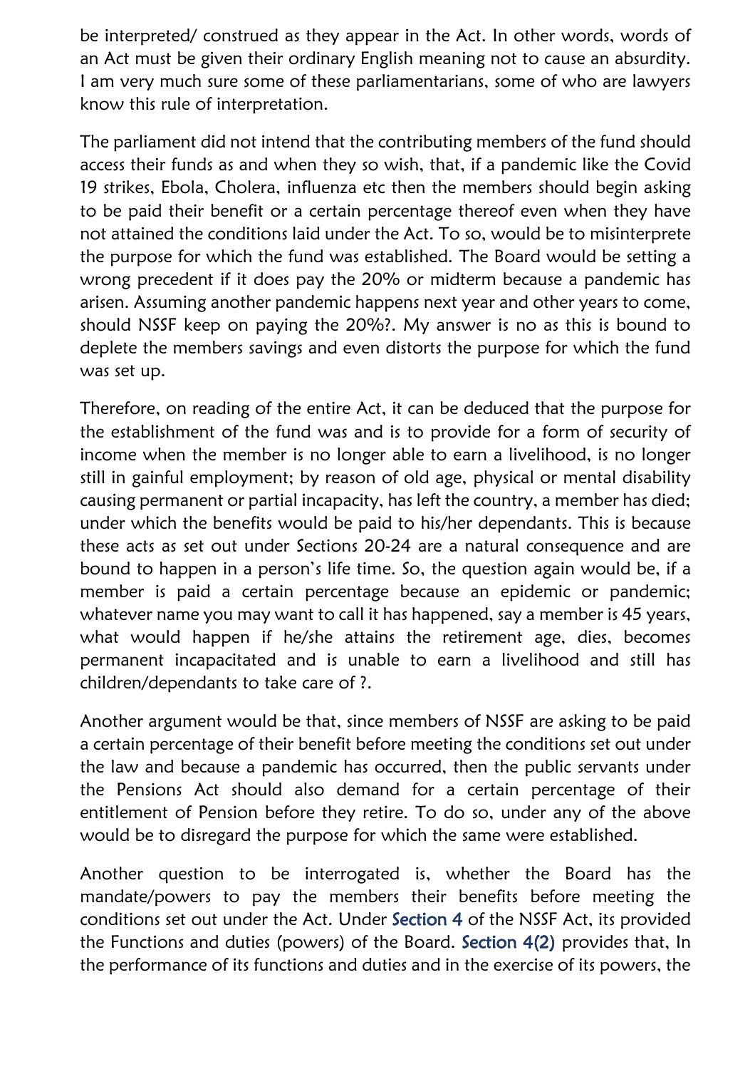be interpreted/ construed as they appear in the Act. In other words, words of an Act must be given their ordinary English meaning not to cause an absurdity. I am very much sure some of these parliamentarians, some of who are lawyers know this rule of interpretation.

The parliament did not intend that the contributing members of the fund should access their funds as and when they so wish, that, if a pandemic like the Covid 19 strikes, Ebola, Cholera, influenza etc then the members should begin asking to be paid their benefit or a certain percentage thereof even when they have not attained the conditions laid under the Act. To so, would be to misinterprete the purpose for which the fund was established. The Board would be setting a wrong precedent if it does pay the 20% or midterm because a pandemic has arisen. Assuming another pandemic happens next year and other years to come, should NSSF keep on paying the 20%?. My answer is no as this is bound to deplete the members savings and even distorts the purpose for which the fund was set up.

Therefore, on reading of the entire Act, it can be deduced that the purpose for the establishment of the fund was and is to provide for a form of security of income when the member is no longer able to earn a livelihood, is no longer still in gainful employment; by reason of old age, physical or mental disability causing permanent or partial incapacity, has left the country, a member has died; under which the benefits would be paid to his/her dependants. This is because these acts as set out under Sections 20-24 are a natural consequence and are bound to happen in a person's life time. So, the question again would be, if a member is paid a certain percentage because an epidemic or pandemic; whatever name you may want to call it has happened, say a member is 45 years, what would happen if he/she attains the retirement age, dies, becomes permanent incapacitated and is unable to earn a livelihood and still has children/dependants to take care of ?.

Another argument would be that, since members of NSSF are asking to be paid a certain percentage of their benefit before meeting the conditions set out under the law and because a pandemic has occurred, then the public servants under the Pensions Act should also demand for a certain percentage of their entitlement of Pension before they retire. To do so, under any of the above would be to disregard the purpose for which the same were established.

Another question to be interrogated is, whether the Board has the mandate/powers to pay the members their benefits before meeting the conditions set out under the Act. Under Section 4 of the NSSF Act, its provided the Functions and duties (powers) of the Board. Section 4(2) provides that, In the performance of its functions and duties and in the exercise of its powers, the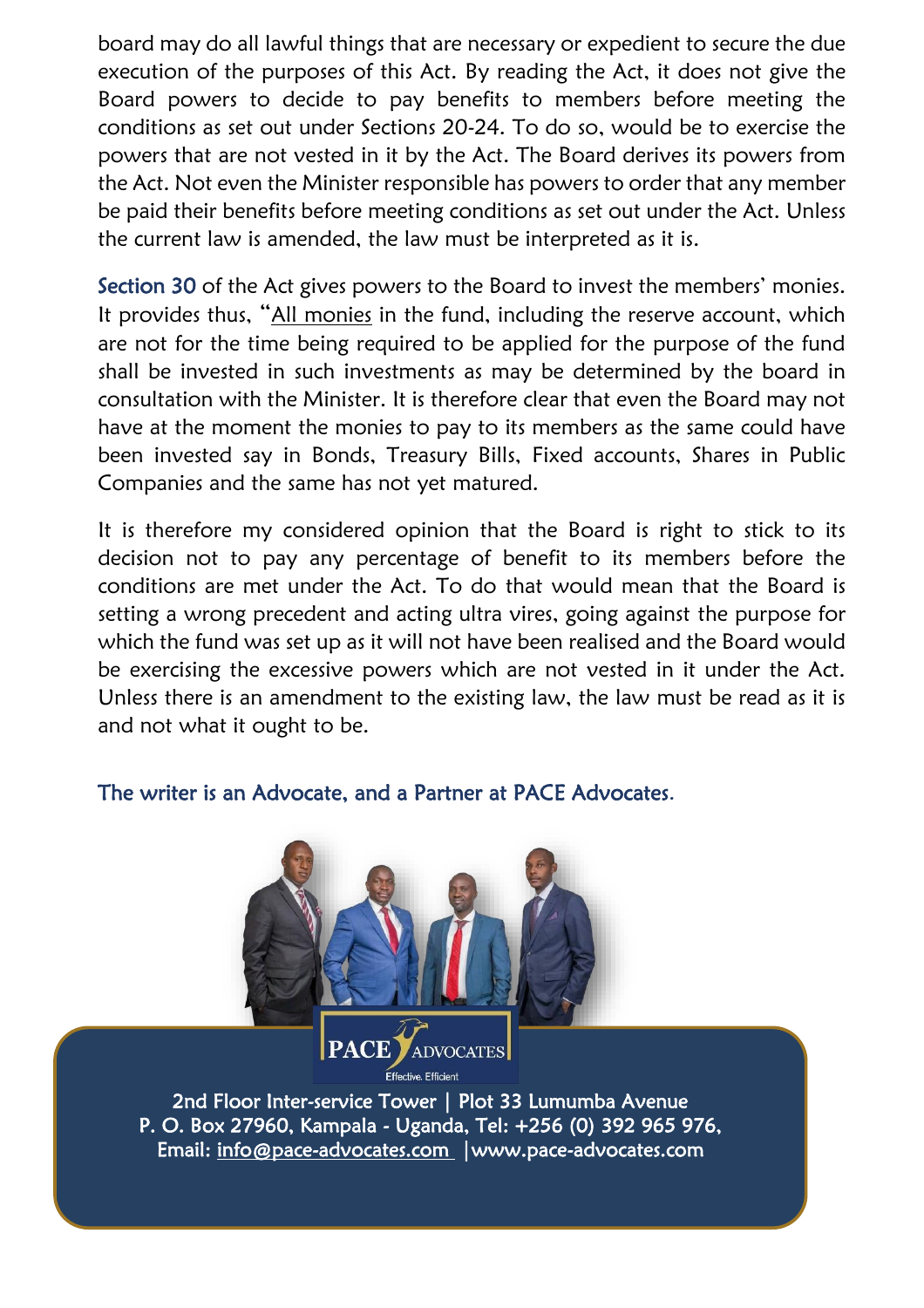board may do all lawful things that are necessary or expedient to secure the due execution of the purposes of this Act. By reading the Act, it does not give the Board powers to decide to pay benefits to members before meeting the conditions as set out under Sections 20-24. To do so, would be to exercise the powers that are not vested in it by the Act. The Board derives its powers from the Act. Not even the Minister responsible has powers to order that any member be paid their benefits before meeting conditions as set out under the Act. Unless the current law is amended, the law must be interpreted as it is.

**Section 30** of the Act gives powers to the Board to invest the members' monies. It provides thus, "All monies in the fund, including the reserve account, which are not for the time being required to be applied for the purpose of the fund shall be invested in such investments as may be determined by the board in consultation with the Minister. It is therefore clear that even the Board may not have at the moment the monies to pay to its members as the same could have been invested say in Bonds, Treasury Bills, Fixed accounts, Shares in Public Companies and the same has not yet matured.

It is therefore my considered opinion that the Board is right to stick to its decision not to pay any percentage of benefit to its members before the conditions are met under the Act. To do that would mean that the Board is setting a wrong precedent and acting ultra vires, going against the purpose for which the fund was set up as it will not have been realised and the Board would be exercising the excessive powers which are not vested in it under the Act. Unless there is an amendment to the existing law, the law must be read as it is and not what it ought to be.

**The writer is an Advocate, and a Partner at PACE Advocates.**

PACE ADVOCATES
Effective. Efficient

2nd Floor Inter-service Tower | Plot 33 Lumumba Avenue
P. O. Box 27960, Kampala - Uganda, Tel: +256 (0) 392 965 976,
Email: info@pace-advocates.com | www.pace-advocates.com